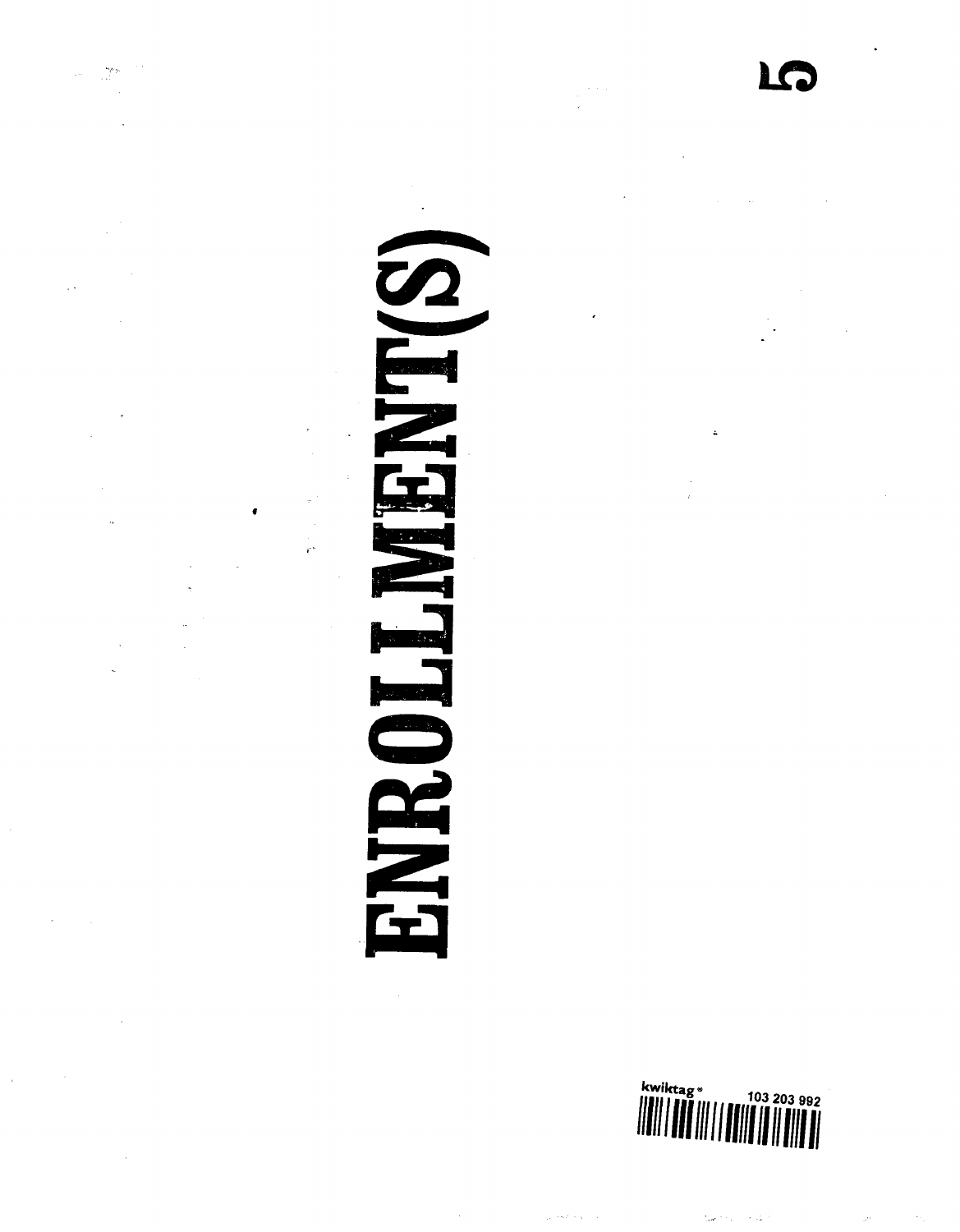# ENROLLMENT(S)

5

kwiktag® 103 203 992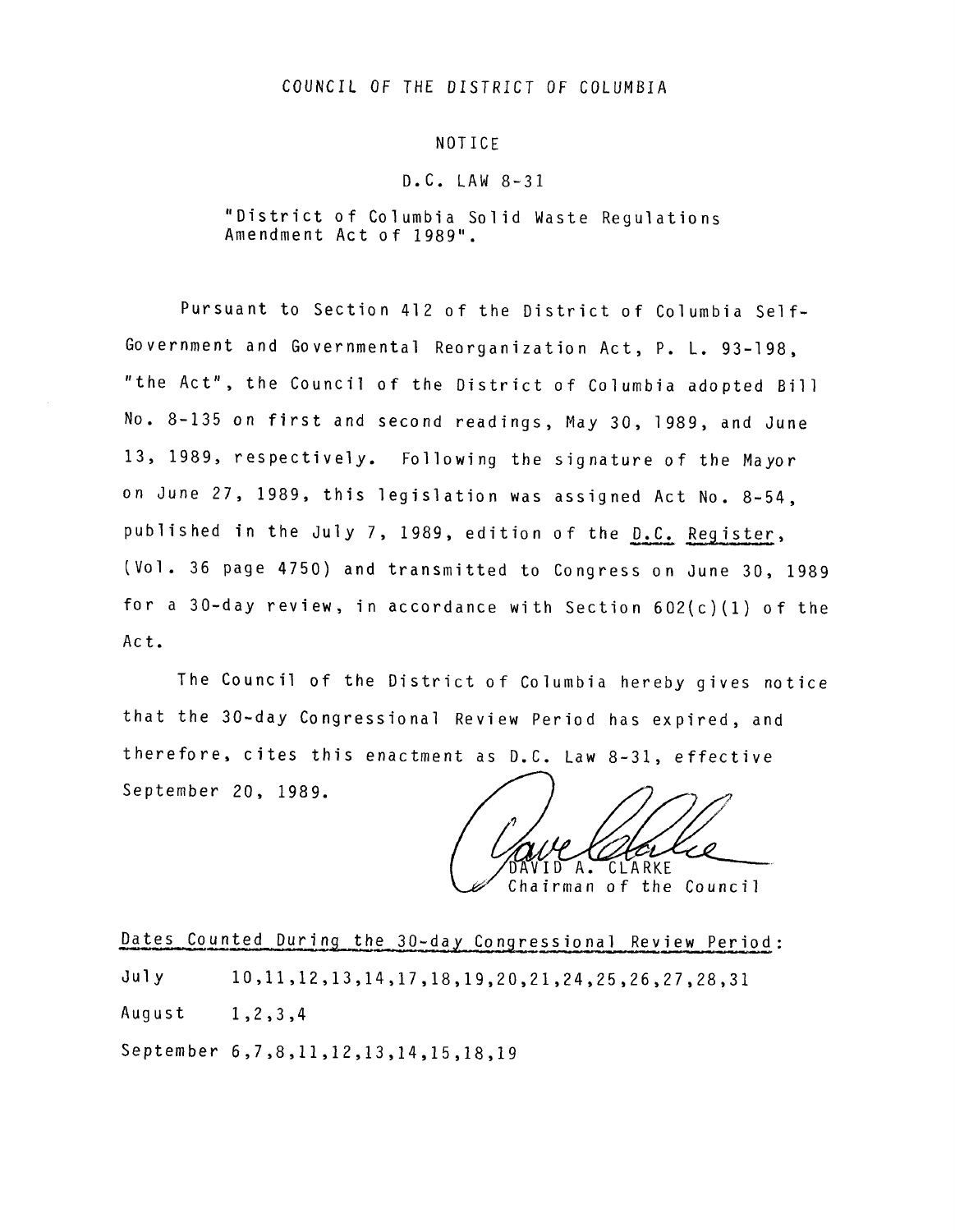# COUNCIL OF THE DISTRICT OF COLUMBIA

## NOTICE

### D.C. LAW 8-31

"District of Columbia Solid Waste Regulations Amendment Act of 1989".

Pursuant to Section 412 of the District of Columbia Self-Government and Governmental Reorganization Act, P. L. 93-198, "the Act", the Council of the District of Columbia adopted Bill No. 8-135 on first and second readings, May 30, 1989, and June 13, 1989, respectively. Following the signature of the Mayor on June 27, 1989, this legislation was assigned Act No. 8-54, published in the July 7, 1989, edition of the D.C. Register, (Vol. 36 page 4750) and transmitted to Congress on June 30, 1989 for a 30-day review, in accordance with Section 602(c)(1) of the Act.

The Council of the District of Columbia hereby gives notice that the 30-day Congressional Review Period has expired, and therefore, cites this enactment as D.C. Law 8-31, effective September 20, 1989.

DAVID A. CLARKE
Chairman of the Council

Dates Counted During the 30-day Congressional Review Period:

July 10,11,12,13,14,17,18,19,20,21,24,25,26,27,28,31

August 1,2,3,4

September 6,7,8,11,12,13,14,15,18,19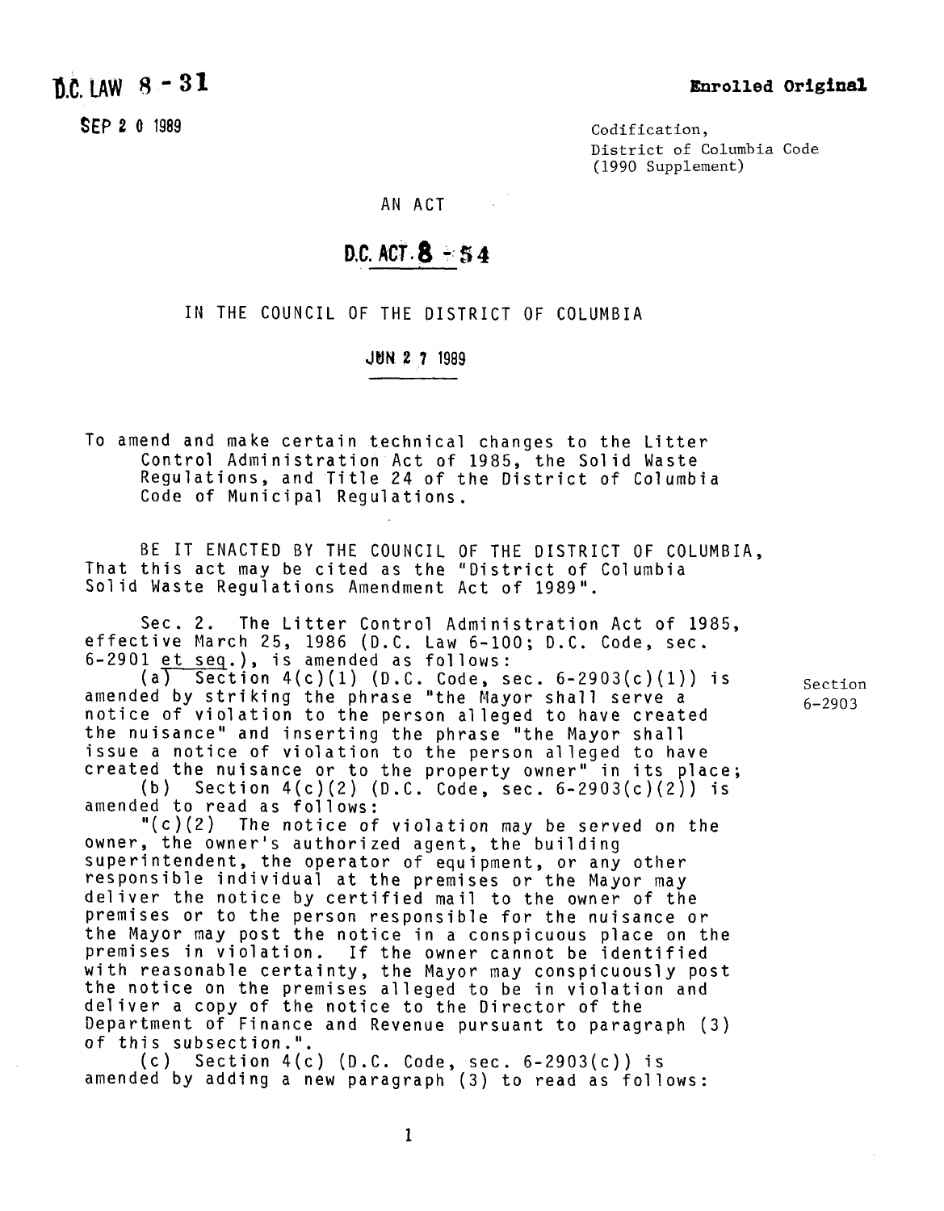D.C. LAW 8-31

SEP 2 0 1989

**Enrolled Original**

Codification,
District of Columbia Code
(1990 Supplement)

AN ACT

**D.C. ACT 8-54**

IN THE COUNCIL OF THE DISTRICT OF COLUMBIA

JUN 2 7 1989

To amend and make certain technical changes to the Litter Control Administration Act of 1985, the Solid Waste Regulations, and Title 24 of the District of Columbia Code of Municipal Regulations.

BE IT ENACTED BY THE COUNCIL OF THE DISTRICT OF COLUMBIA, That this act may be cited as the "District of Columbia Solid Waste Regulations Amendment Act of 1989".

Sec. 2. The Litter Control Administration Act of 1985, effective March 25, 1986 (D.C. Law 6-100; D.C. Code, sec. 6-2901 et seq.), is amended as follows:

(a) Section 4(c)(1) (D.C. Code, sec. 6-2903(c)(1)) is amended by striking the phrase "the Mayor shall serve a notice of violation to the person alleged to have created the nuisance" and inserting the phrase "the Mayor shall issue a notice of violation to the person alleged to have created the nuisance or to the property owner" in its place;

Section 6-2903

(b) Section 4(c)(2) (D.C. Code, sec. 6-2903(c)(2)) is amended to read as follows:

"(c)(2) The notice of violation may be served on the owner, the owner's authorized agent, the building superintendent, the operator of equipment, or any other responsible individual at the premises or the Mayor may deliver the notice by certified mail to the owner of the premises or to the person responsible for the nuisance or the Mayor may post the notice in a conspicuous place on the premises in violation. If the owner cannot be identified with reasonable certainty, the Mayor may conspicuously post the notice on the premises alleged to be in violation and deliver a copy of the notice to the Director of the Department of Finance and Revenue pursuant to paragraph (3) of this subsection.".

(c) Section 4(c) (D.C. Code, sec. 6-2903(c)) is amended by adding a new paragraph (3) to read as follows: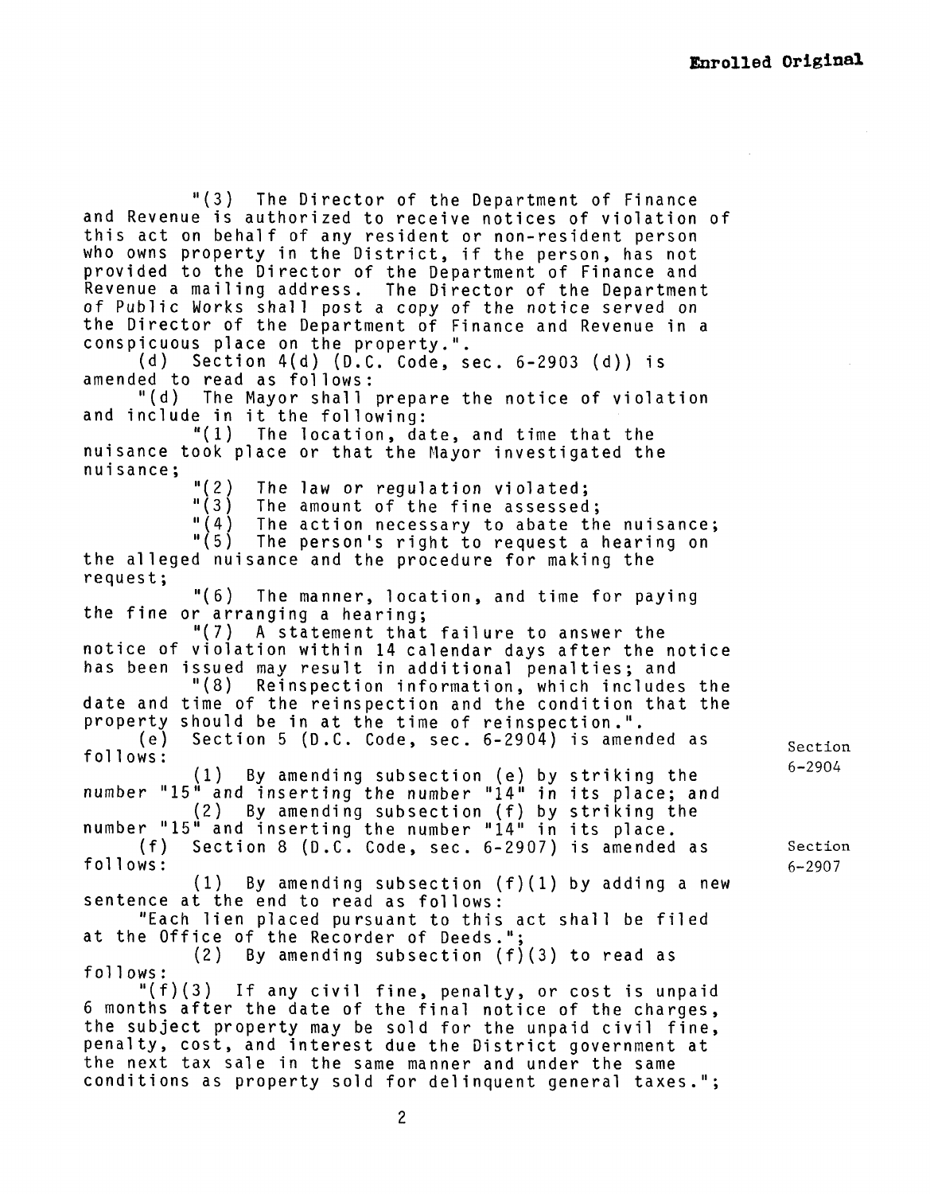**Enrolled Original**

"(3) The Director of the Department of Finance and Revenue is authorized to receive notices of violation of this act on behalf of any resident or non-resident person who owns property in the District, if the person, has not provided to the Director of the Department of Finance and Revenue a mailing address. The Director of the Department of Public Works shall post a copy of the notice served on the Director of the Department of Finance and Revenue in a conspicuous place on the property.".

(d) Section 4(d) (D.C. Code, sec. 6-2903 (d)) is amended to read as follows:

"(d) The Mayor shall prepare the notice of violation and include in it the following:

"(1) The location, date, and time that the nuisance took place or that the Mayor investigated the nuisance;

"(2) The law or regulation violated;

"(3) The amount of the fine assessed;

"(4) The action necessary to abate the nuisance;

"(5) The person's right to request a hearing on the alleged nuisance and the procedure for making the request;

"(6) The manner, location, and time for paying the fine or arranging a hearing;

"(7) A statement that failure to answer the notice of violation within 14 calendar days after the notice has been issued may result in additional penalties; and

"(8) Reinspection information, which includes the date and time of the reinspection and the condition that the property should be in at the time of reinspection.".

(e) Section 5 (D.C. Code, sec. 6-2904) is amended as follows: (Section 6-2904)

(1) By amending subsection (e) by striking the number "15" and inserting the number "14" in its place; and

(2) By amending subsection (f) by striking the number "15" and inserting the number "14" in its place.

(f) Section 8 (D.C. Code, sec. 6-2907) is amended as follows: (Section 6-2907)

(1) By amending subsection (f)(1) by adding a new sentence at the end to read as follows:

"Each lien placed pursuant to this act shall be filed at the Office of the Recorder of Deeds.";

(2) By amending subsection (f)(3) to read as follows:

"(f)(3) If any civil fine, penalty, or cost is unpaid 6 months after the date of the final notice of the charges, the subject property may be sold for the unpaid civil fine, penalty, cost, and interest due the District government at the next tax sale in the same manner and under the same conditions as property sold for delinquent general taxes.";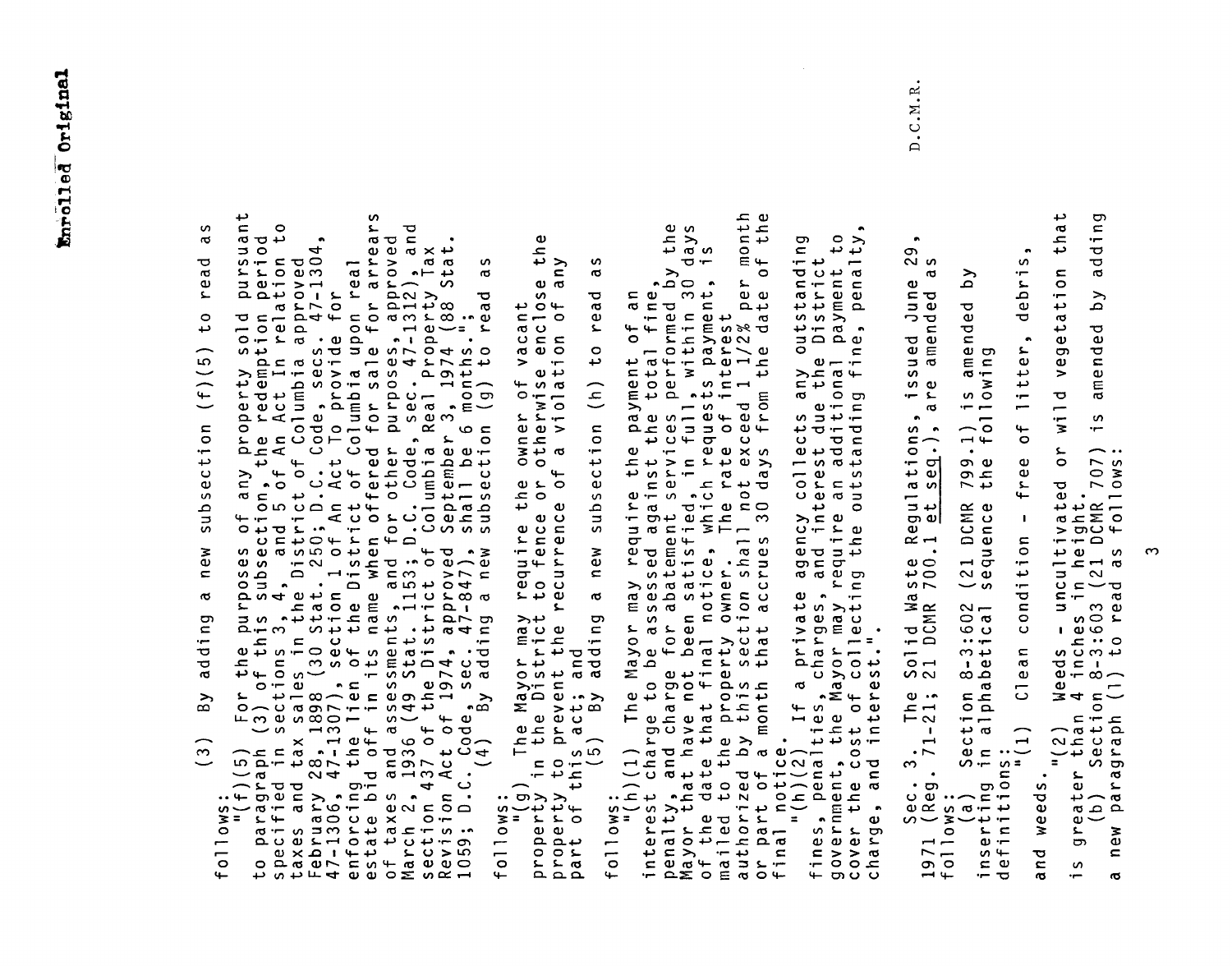(3) By adding a new subsection (f)(5) to read as follows:

"(f)(5) For the purposes of any property sold pursuant to paragraph (3) of this subsection, the redemption period specified in sections 3, 4, and 5 of An Act In relation to taxes and tax sales in the District of Columbia approved February 28, 1898 (30 Stat. 250; D.C. Code, secs. 47-1304, 47-1306, 47-1307), section 1 of An Act To provide for enforcing the lien of the District of Columbia upon real estate bid off in its name when offered for sale for arrears of taxes and assessments, and for other purposes, approved March 2, 1936 (49 Stat. 1153; D.C. Code, sec. 47-1312), and section 437 of the District of Columbia Real Property Tax Revision Act of 1974, approved September 3, 1974 (88 Stat. 1059; D.C. Code, sec. 47-847), shall be 6 months.";

(4) By adding a new subsection (g) to read as follows:

"(g) The Mayor may require the owner of vacant property in the District to fence or otherwise enclose the property to prevent the recurrence of a violation of any part of this act; and

(5) By adding a new subsection (h) to read as follows:

"(h)(1) The Mayor may require the payment of an interest charge to be assessed against the total fine, penalty, and charge for abatement services performed by the Mayor that have not been satisfied, in full, within 30 days of the date that final notice, which requests payment, is mailed to the property owner. The rate of interest authorized by this section shall not exceed 1 1/2% per month or part of a month that accrues 30 days from the date of the final notice.

"(h)(2) If a private agency collects any outstanding fines, penalties, charges, and interest due the District government, the Mayor may require an additional payment to cover the cost of collecting the outstanding fine, penalty, charge, and interest.".

Sec. 3. The Solid Waste Regulations, issued June 29, 1971 (Reg. 71-21; 21 DCMR 700.1 et seq.), are amended as follows:

(a) Section 8-3:602 (21 DCMR 799.1) is amended by inserting in alphabetical sequence the following definitions:

"(1) Clean condition - free of litter, debris, and weeds.

"(2) Weeds - uncultivated or wild vegetation that is greater than 4 inches in height.

(b) Section 8-3:603 (21 DCMR 707) is amended by adding a new paragraph (1) to read as follows: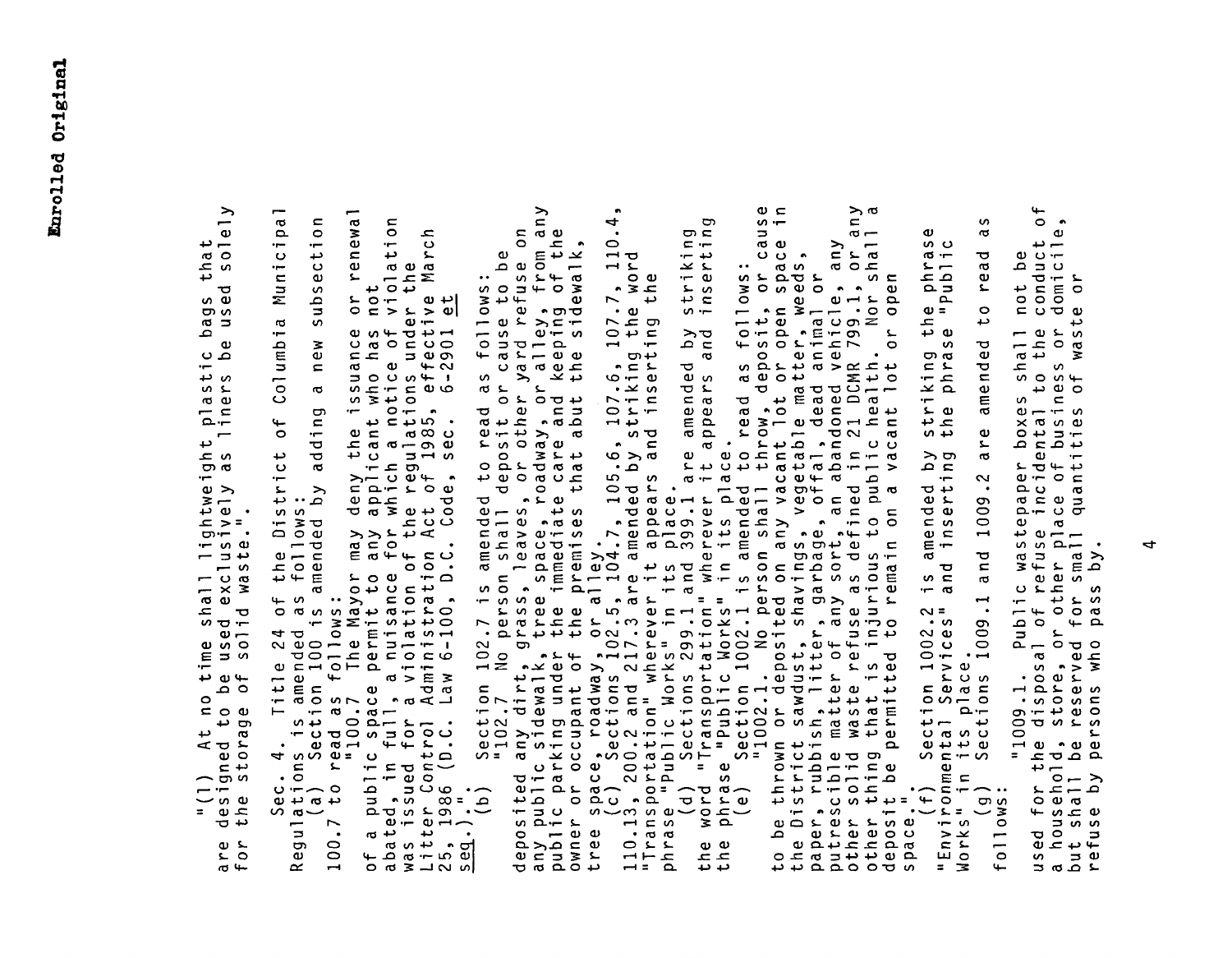**Enrolled Original**

"(1) At no time shall lightweight plastic bags that are designed to be used exclusively as liners be used solely for the storage of solid waste.".

Sec. 4. Title 24 of the District of Columbia Municipal Regulations is amended as follows:

(a) Section 100 is amended by adding a new subsection 100.7 to read as follows:

"100.7 The Mayor may deny the issuance or renewal of a public space permit to any applicant who has not abated, in full, a nuisance for which a notice of violation was issued for a violation of the regulations under the Litter Control Administration Act of 1985, effective March 25, 1986 (D.C. Law 6-100, D.C. Code, sec. 6-2901 et seq.).".

(b) Section 102.7 is amended to read as follows:

"102.7 No person shall deposit or cause to be deposited any dirt, grass, leaves, or other yard refuse on any public sidewalk, tree space, roadway, or alley, from any public parking under the immediate care and keeping of the owner or occupant of the premises that abut the sidewalk, tree space, roadway, or alley.".

(c) Sections 102.5, 104.7, 105.6, 107.6, 107.7, 110.4, 110.13, 200.2 and 217.3 are amended by striking the word "Transportation" wherever it appears and inserting the phrase "Public Works" in its place.

(d) Sections 299.1 and 399.1 are amended by striking the word "Transportation" wherever it appears and inserting the phrase "Public Works" in its place.

(e) Section 1002.1 is amended to read as follows:

"1002.1. No person shall throw, deposit, or cause to be thrown or deposited on any vacant lot or open space in the District sawdust, shavings, vegetable matter, weeds, paper, rubbish, litter, garbage, offal, dead animal or putrescible matter of any sort, an abandoned vehicle, any other solid waste refuse as defined in 21 DCMR 799.1, or any other thing that is injurious to public health. Nor shall a deposit be permitted to remain on a vacant lot or open space.".

(f) Section 1002.2 is amended by striking the phrase "Environmental Services" and inserting the phrase "Public Works" in its place.

(g) Sections 1009.1 and 1009.2 are amended to read as follows:

"1009.1. Public wastepaper boxes shall not be used for the disposal of refuse incidental to the conduct of a household, store, or other place of business or domicile, but shall be reserved for small quantities of waste or refuse by persons who pass by.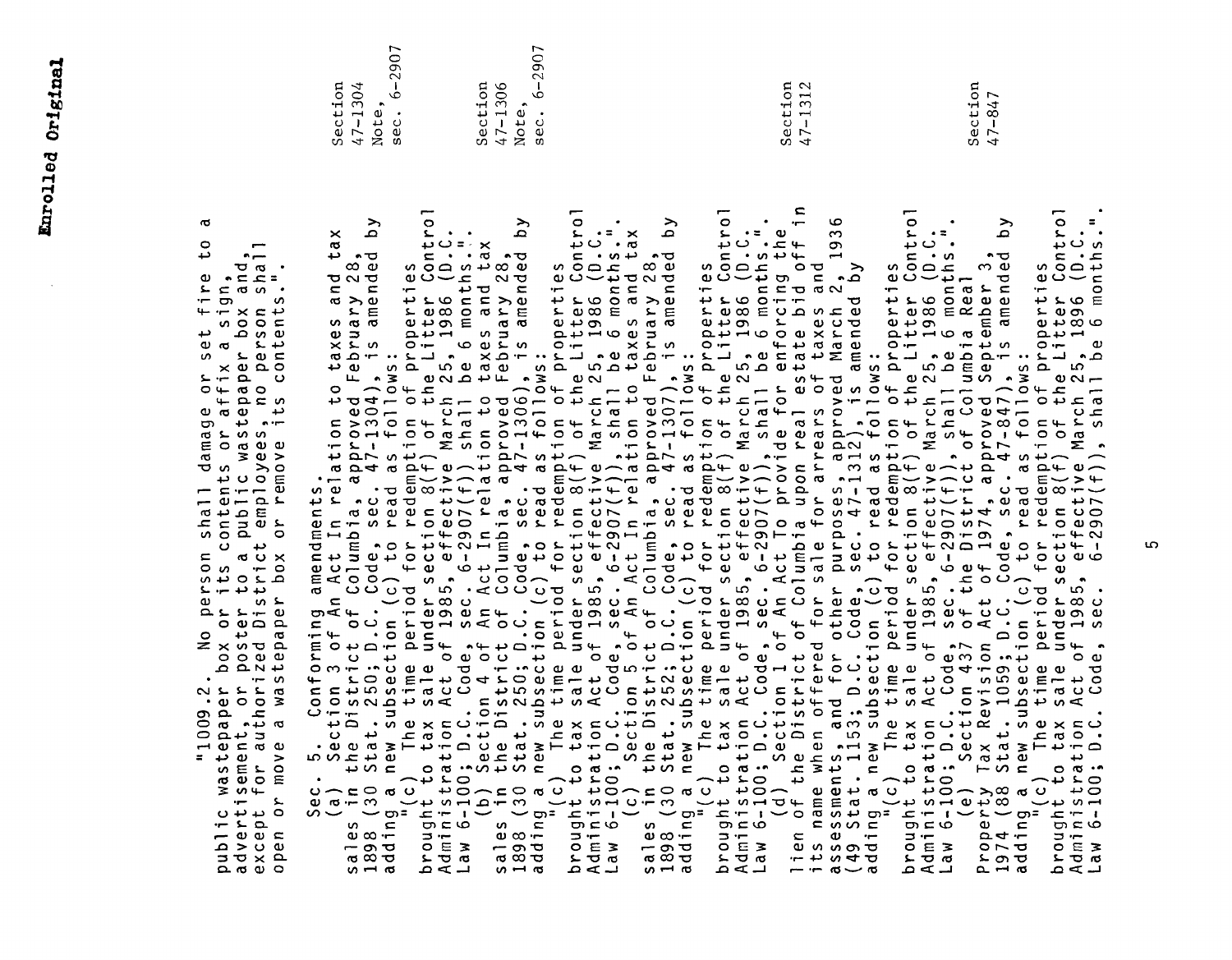"1009.2. No person shall damage or set fire to a public wastepaper box or its contents or affix a sign, advertisement, or poster to a public wastepaper box and, except for authorized District employees, no person shall open or move a wastepaper box or remove its contents.".

Sec. 5. Conforming amendments.

(a) Section 3 of An Act In relation to taxes and tax sales in the District of Columbia, approved February 28, 1898 (30 Stat. 250; D.C. Code, sec. 47-1304), is amended by adding a new subsection (c) to read as follows:

"(c) The time period for redemption of properties brought to tax sale under section 8(f) of the Litter Control Administration Act of 1985, effective March 25, 1986 (D.C. Law 6-100; D.C. Code, sec. 6-2907(f)) shall be 6 months.".

Section 47-1304 Note, sec. 6-2907

(b) Section 4 of An Act In relation to taxes and tax sales in the District of Columbia, approved February 28, 1898 (30 Stat. 250; D.C. Code, sec. 47-1306), is amended by adding a new subsection (c) to read as follows:

"(c) The time period for redemption of properties brought to tax sale under section 8(f) of the Litter Control Administration Act of 1985, effective March 25, 1986 (D.C. Law 6-100; D.C. Code, sec. 6-2907(f)), shall be 6 months.".

Section 47-1306 Note, sec. 6-2907

(c) Section 5 of An Act In relation to taxes and tax sales in the District of Columbia, approved February 28, 1898 (30 Stat. 252; D.C. Code, sec. 47-1307), is amended by adding a new subsection (c) to read as follows:

"(c) The time period for redemption of properties brought to tax sale under section 8(f) of the Litter Control Administration Act of 1985, effective March 25, 1986 (D.C. Law 6-100; D.C. Code, sec. 6-2907(f)), shall be 6 months.".

(d) Section 1 of An Act To provide for enforcing the lien of the District of Columbia upon real estate bid off in its name when offered for sale for arrears of taxes and assessments, and for other purposes, approved March 2, 1936 (49 Stat. 1153; D.C. Code, sec. 47-1312), is amended by adding a new subsection (c) to read as follows:

"(c) The time period for redemption of properties brought to tax sale under section 8(f) of the Litter Control Administration Act of 1985, effective March 25, 1986 (D.C. Law 6-100; D.C. Code, sec. 6-2907(f)), shall be 6 months.".

Section 47-1312

(e) Section 437 of the District of Columbia Real Property Tax Revision Act of 1974, approved September 3, 1974 (88 Stat. 1059; D.C. Code, sec. 47-847), is amended by adding a new subsection (c) to read as follows:

"(c) The time period for redemption of properties brought to tax sale under section 8(f) of the Litter Control Administration Act of 1985, effective March 25, 1896 (D.C. Law 6-100; D.C. Code, sec. 6-2907(f)), shall be 6 months.".

Section 47-847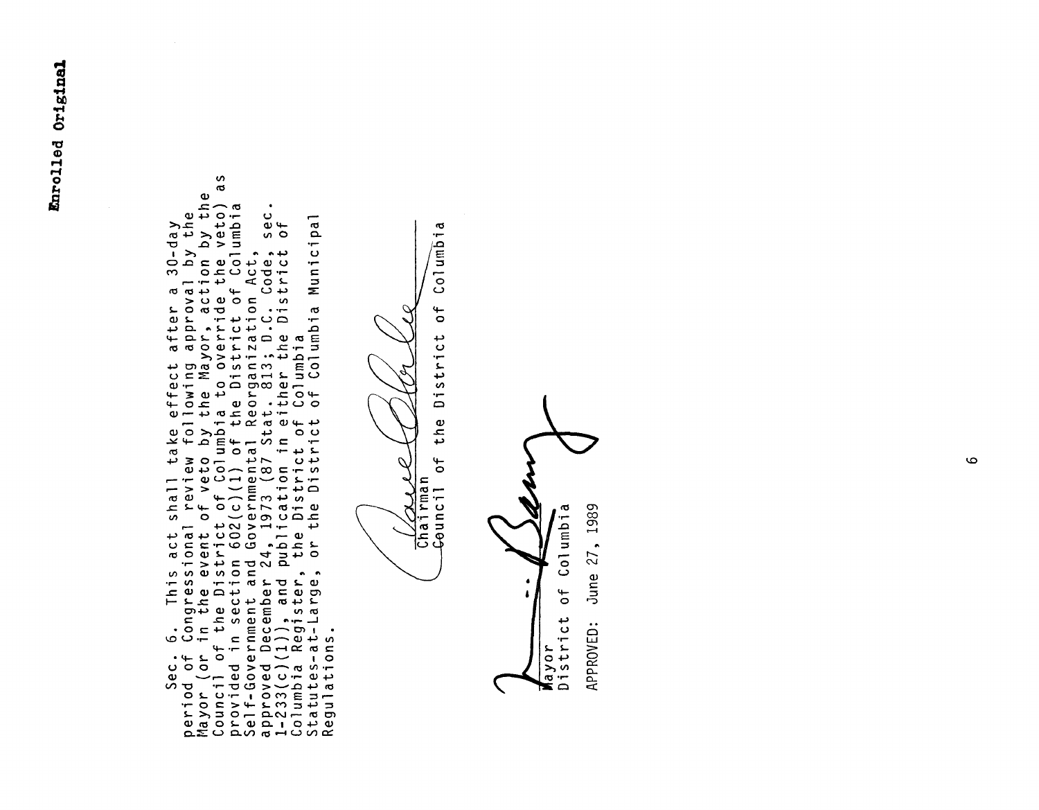**Enrolled Original**

Sec. 6. This act shall take effect after a 30-day period of Congressional review following approval by the Mayor (or in the event of veto by the Mayor, action by the Council of the District of Columbia to override the veto) as provided in section 602(c)(1) of the District of Columbia Self-Government and Governmental Reorganization Act, approved December 24, 1973 (87 Stat. 813; D.C. Code, sec. 1-233(c)(1)), and publication in either the District of Columbia Register, the District of Columbia Statutes-at-Large, or the District of Columbia Municipal Regulations.

Chairman
Council of the District of Columbia

Mayor
District of Columbia

APPROVED: June 27, 1989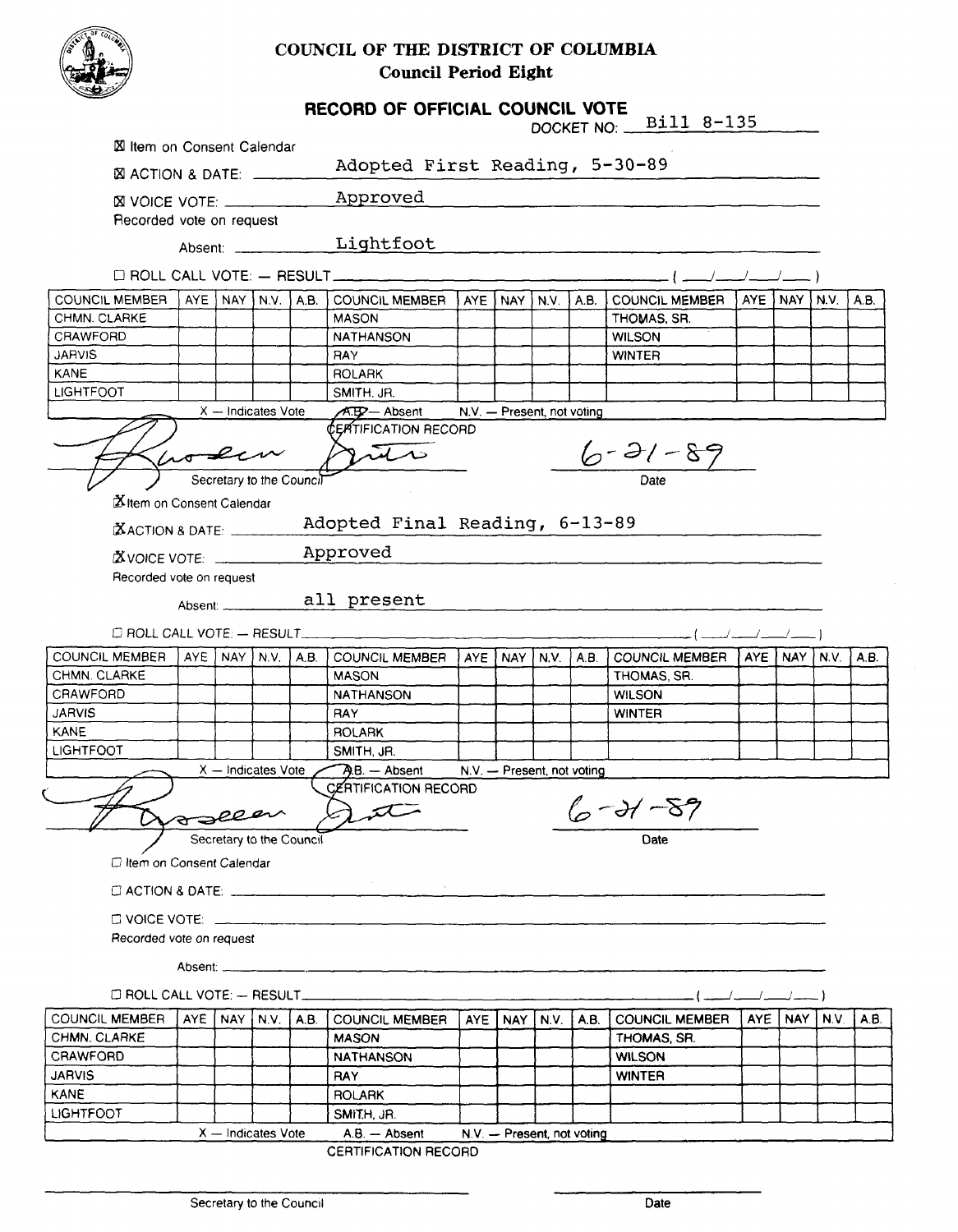# COUNCIL OF THE DISTRICT OF COLUMBIA
## Council Period Eight

### RECORD OF OFFICIAL COUNCIL VOTE

DOCKET NO: Bill 8-135

☒ Item on Consent Calendar

☒ ACTION & DATE: Adopted First Reading, 5-30-89

☒ VOICE VOTE: Approved

Recorded vote on request

Absent: Lightfoot

☐ ROLL CALL VOTE: — RESULT ( / / / )

| COUNCIL MEMBER | AYE | NAY | N.V. | A.B. | COUNCIL MEMBER | AYE | NAY | N.V. | A.B. | COUNCIL MEMBER | AYE | NAY | N.V. | A.B. |
|---|---|---|---|---|---|---|---|---|---|---|---|---|---|---|
| CHMN. CLARKE | | | | | MASON | | | | | THOMAS, SR. | | | | |
| CRAWFORD | | | | | NATHANSON | | | | | WILSON | | | | |
| JARVIS | | | | | RAY | | | | | WINTER | | | | |
| KANE | | | | | ROLARK | | | | | | | | | |
| LIGHTFOOT | | | | | SMITH, JR. | | | | | | | | | |

X — Indicates Vote A.B. — Absent N.V. — Present, not voting

CERTIFICATION RECORD

Russell Smith — Secretary to the Council

6-21-89 — Date

☒ Item on Consent Calendar

☒ ACTION & DATE: Adopted Final Reading, 6-13-89

☒ VOICE VOTE: Approved

Recorded vote on request

Absent: all present

☐ ROLL CALL VOTE: — RESULT ( / / / )

| COUNCIL MEMBER | AYE | NAY | N.V. | A.B. | COUNCIL MEMBER | AYE | NAY | N.V. | A.B. | COUNCIL MEMBER | AYE | NAY | N.V. | A.B. |
|---|---|---|---|---|---|---|---|---|---|---|---|---|---|---|
| CHMN. CLARKE | | | | | MASON | | | | | THOMAS, SR. | | | | |
| CRAWFORD | | | | | NATHANSON | | | | | WILSON | | | | |
| JARVIS | | | | | RAY | | | | | WINTER | | | | |
| KANE | | | | | ROLARK | | | | | | | | | |
| LIGHTFOOT | | | | | SMITH, JR. | | | | | | | | | |

X — Indicates Vote A.B. — Absent N.V. — Present, not voting

CERTIFICATION RECORD

Russell Smith — Secretary to the Council

6-21-89 — Date

☐ Item on Consent Calendar

☐ ACTION & DATE:

☐ VOICE VOTE:

Recorded vote on request

Absent:

☐ ROLL CALL VOTE: — RESULT ( / / / )

| COUNCIL MEMBER | AYE | NAY | N.V. | A.B. | COUNCIL MEMBER | AYE | NAY | N.V. | A.B. | COUNCIL MEMBER | AYE | NAY | N.V. | A.B. |
|---|---|---|---|---|---|---|---|---|---|---|---|---|---|---|
| CHMN. CLARKE | | | | | MASON | | | | | THOMAS, SR. | | | | |
| CRAWFORD | | | | | NATHANSON | | | | | WILSON | | | | |
| JARVIS | | | | | RAY | | | | | WINTER | | | | |
| KANE | | | | | ROLARK | | | | | | | | | |
| LIGHTFOOT | | | | | SMITH, JR. | | | | | | | | | |

X — Indicates Vote A.B. — Absent N.V. — Present, not voting

CERTIFICATION RECORD

Secretary to the Council

Date